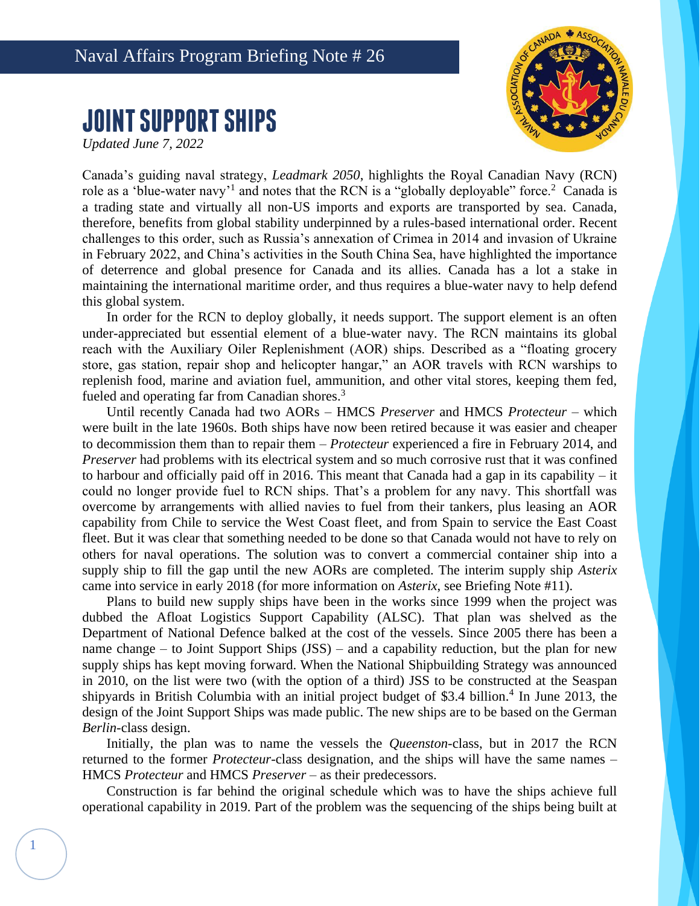Naval Affairs Program Briefing Note # 26

# JOINT SUPPORT SHIPS

*Updated June 7, 2022*

Canada's guiding naval strategy, *Leadmark 2050*, highlights the Royal Canadian Navy (RCN) role as a 'blue-water navy'[1] and notes that the RCN is a "globally deployable" force.[2] Canada is a trading state and virtually all non-US imports and exports are transported by sea. Canada, therefore, benefits from global stability underpinned by a rules-based international order. Recent challenges to this order, such as Russia's annexation of Crimea in 2014 and invasion of Ukraine in February 2022, and China's activities in the South China Sea, have highlighted the importance of deterrence and global presence for Canada and its allies. Canada has a lot a stake in maintaining the international maritime order, and thus requires a blue-water navy to help defend this global system.

In order for the RCN to deploy globally, it needs support. The support element is an often under-appreciated but essential element of a blue-water navy. The RCN maintains its global reach with the Auxiliary Oiler Replenishment (AOR) ships. Described as a "floating grocery store, gas station, repair shop and helicopter hangar," an AOR travels with RCN warships to replenish food, marine and aviation fuel, ammunition, and other vital stores, keeping them fed, fueled and operating far from Canadian shores.[3]

Until recently Canada had two AORs – HMCS *Preserver* and HMCS *Protecteur* – which were built in the late 1960s. Both ships have now been retired because it was easier and cheaper to decommission them than to repair them – *Protecteur* experienced a fire in February 2014, and *Preserver* had problems with its electrical system and so much corrosive rust that it was confined to harbour and officially paid off in 2016. This meant that Canada had a gap in its capability – it could no longer provide fuel to RCN ships. That's a problem for any navy. This shortfall was overcome by arrangements with allied navies to fuel from their tankers, plus leasing an AOR capability from Chile to service the West Coast fleet, and from Spain to service the East Coast fleet. But it was clear that something needed to be done so that Canada would not have to rely on others for naval operations. The solution was to convert a commercial container ship into a supply ship to fill the gap until the new AORs are completed. The interim supply ship *Asterix* came into service in early 2018 (for more information on *Asterix*, see Briefing Note #11).

Plans to build new supply ships have been in the works since 1999 when the project was dubbed the Afloat Logistics Support Capability (ALSC). That plan was shelved as the Department of National Defence balked at the cost of the vessels. Since 2005 there has been a name change – to Joint Support Ships (JSS) – and a capability reduction, but the plan for new supply ships has kept moving forward. When the National Shipbuilding Strategy was announced in 2010, on the list were two (with the option of a third) JSS to be constructed at the Seaspan shipyards in British Columbia with an initial project budget of $3.4 billion.[4] In June 2013, the design of the Joint Support Ships was made public. The new ships are to be based on the German *Berlin*-class design.

Initially, the plan was to name the vessels the *Queenston*-class, but in 2017 the RCN returned to the former *Protecteur*-class designation, and the ships will have the same names – HMCS *Protecteur* and HMCS *Preserver* – as their predecessors.

Construction is far behind the original schedule which was to have the ships achieve full operational capability in 2019. Part of the problem was the sequencing of the ships being built at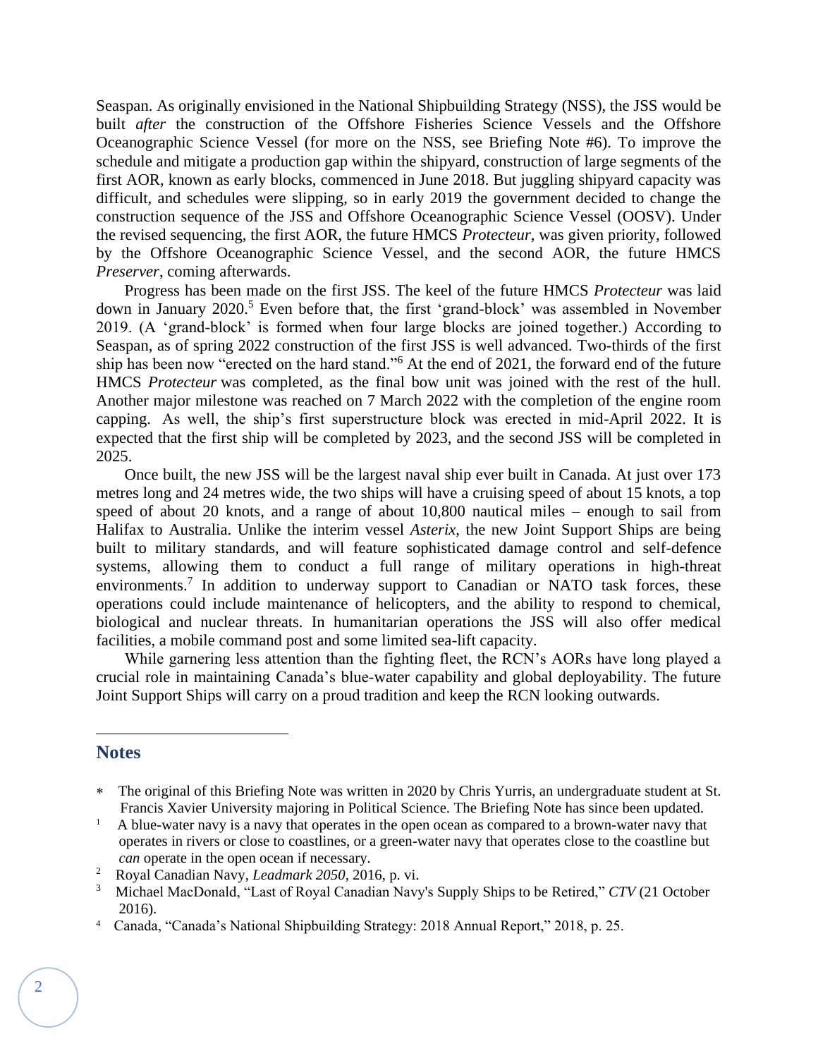Seaspan. As originally envisioned in the National Shipbuilding Strategy (NSS), the JSS would be built *after* the construction of the Offshore Fisheries Science Vessels and the Offshore Oceanographic Science Vessel (for more on the NSS, see Briefing Note #6). To improve the schedule and mitigate a production gap within the shipyard, construction of large segments of the first AOR, known as early blocks, commenced in June 2018. But juggling shipyard capacity was difficult, and schedules were slipping, so in early 2019 the government decided to change the construction sequence of the JSS and Offshore Oceanographic Science Vessel (OOSV). Under the revised sequencing, the first AOR, the future HMCS *Protecteur*, was given priority, followed by the Offshore Oceanographic Science Vessel, and the second AOR, the future HMCS *Preserver*, coming afterwards.

Progress has been made on the first JSS. The keel of the future HMCS *Protecteur* was laid down in January 2020.[5] Even before that, the first 'grand-block' was assembled in November 2019. (A 'grand-block' is formed when four large blocks are joined together.) According to Seaspan, as of spring 2022 construction of the first JSS is well advanced. Two-thirds of the first ship has been now "erected on the hard stand."[6] At the end of 2021, the forward end of the future HMCS *Protecteur* was completed, as the final bow unit was joined with the rest of the hull. Another major milestone was reached on 7 March 2022 with the completion of the engine room capping. As well, the ship's first superstructure block was erected in mid-April 2022. It is expected that the first ship will be completed by 2023, and the second JSS will be completed in 2025.

Once built, the new JSS will be the largest naval ship ever built in Canada. At just over 173 metres long and 24 metres wide, the two ships will have a cruising speed of about 15 knots, a top speed of about 20 knots, and a range of about 10,800 nautical miles – enough to sail from Halifax to Australia. Unlike the interim vessel *Asterix*, the new Joint Support Ships are being built to military standards, and will feature sophisticated damage control and self-defence systems, allowing them to conduct a full range of military operations in high-threat environments.[7] In addition to underway support to Canadian or NATO task forces, these operations could include maintenance of helicopters, and the ability to respond to chemical, biological and nuclear threats. In humanitarian operations the JSS will also offer medical facilities, a mobile command post and some limited sea-lift capacity.

While garnering less attention than the fighting fleet, the RCN's AORs have long played a crucial role in maintaining Canada's blue-water capability and global deployability. The future Joint Support Ships will carry on a proud tradition and keep the RCN looking outwards.

## Notes

\* The original of this Briefing Note was written in 2020 by Chris Yurris, an undergraduate student at St. Francis Xavier University majoring in Political Science. The Briefing Note has since been updated.

1 A blue-water navy is a navy that operates in the open ocean as compared to a brown-water navy that operates in rivers or close to coastlines, or a green-water navy that operates close to the coastline but *can* operate in the open ocean if necessary.

2 Royal Canadian Navy, *Leadmark 2050*, 2016, p. vi.

3 Michael MacDonald, "Last of Royal Canadian Navy's Supply Ships to be Retired," *CTV* (21 October 2016).

4 Canada, "Canada's National Shipbuilding Strategy: 2018 Annual Report," 2018, p. 25.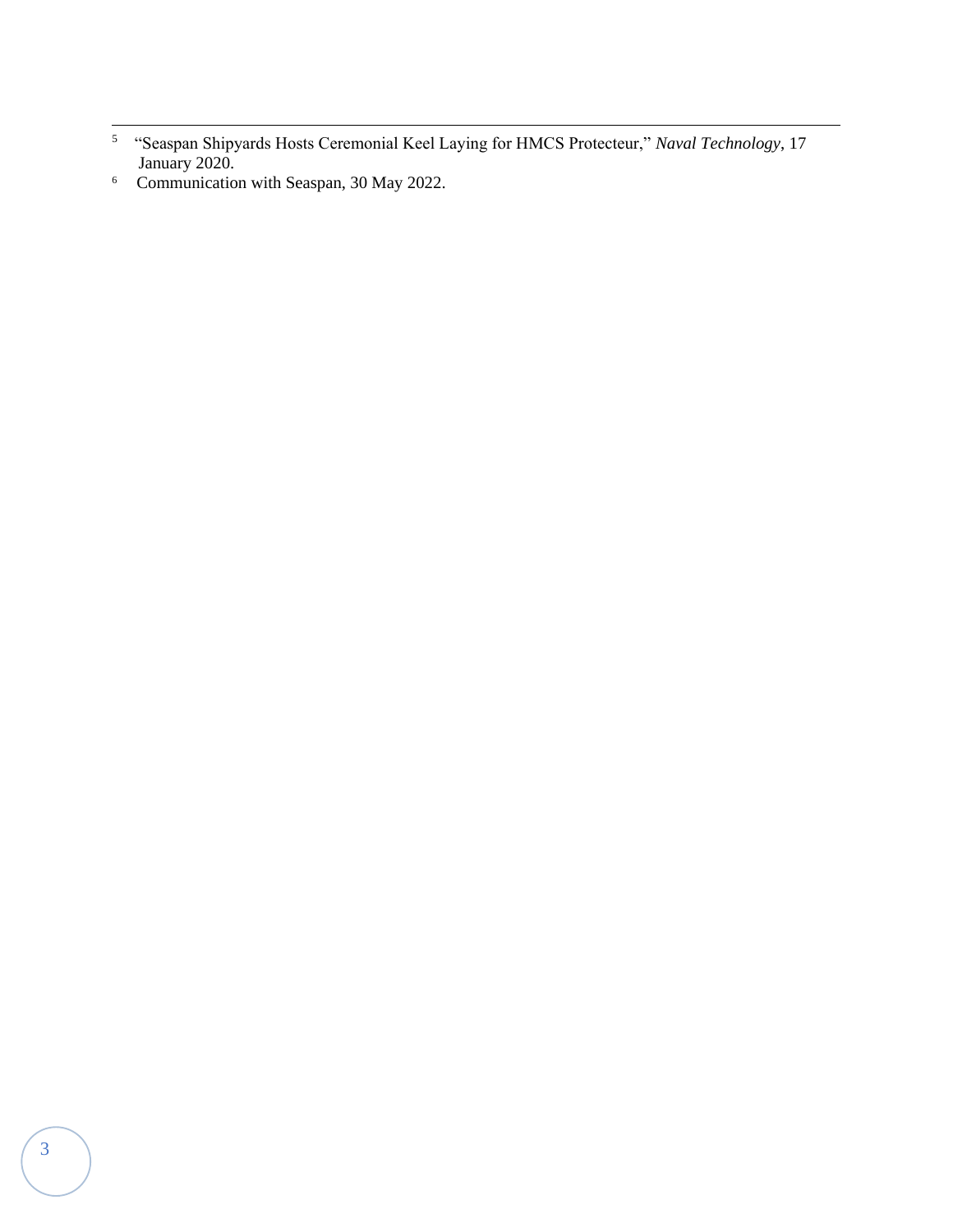[5] "Seaspan Shipyards Hosts Ceremonial Keel Laying for HMCS Protecteur," *Naval Technology*, 17 January 2020.

[6] Communication with Seaspan, 30 May 2022.